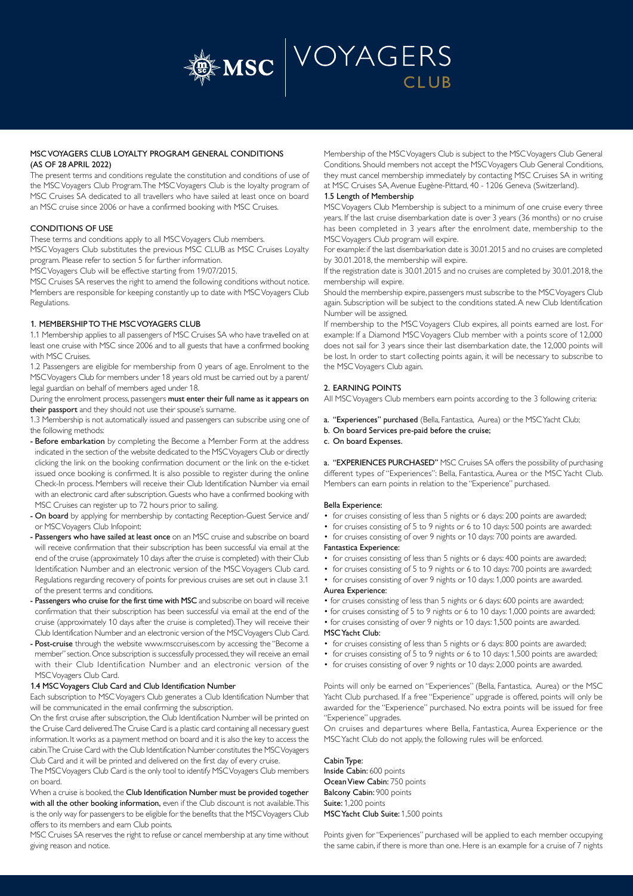# MSC VOYAGERS CLUB

## MSC VOYAGERS CLUB LOYALTY PROGRAM GENERAL CONDITIONS (AS OF 28 APRIL 2022)

The present terms and conditions regulate the constitution and conditions of use of the MSC Voyagers Club Program. The MSC Voyagers Club is the loyalty program of MSC Cruises SA dedicated to all travellers who have sailed at least once on board an MSC cruise since 2006 or have a confirmed booking with MSC Cruises.

## CONDITIONS OF USE

These terms and conditions apply to all MSC Voyagers Club members.

MSC Voyagers Club substitutes the previous MSC CLUB as MSC Cruises Loyalty program. Please refer to section 5 for further information.

MSC Voyagers Club will be effective starting from 19/07/2015.

MSC Cruises SA reserves the right to amend the following conditions without notice. Members are responsible for keeping constantly up to date with MSC Voyagers Club Regulations.

## 1. MEMBERSHIP TO THE MSC VOYAGERS CLUB

1.1 Membership applies to all passengers of MSC Cruises SA who have travelled on at least one cruise with MSC since 2006 and to all guests that have a confirmed booking with MSC Cruises.

1.2 Passengers are eligible for membership from 0 years of age. Enrolment to the MSC Voyagers Club for members under 18 years old must be carried out by a parent/legal guardian on behalf of members aged under 18.

During the enrolment process, passengers **must enter their full name as it appears on their passport** and they should not use their spouse's surname.

1.3 Membership is not automatically issued and passengers can subscribe using one of the following methods:

- **Before embarkation** by completing the Become a Member Form at the address indicated in the section of the website dedicated to the MSC Voyagers Club or directly clicking the link on the booking confirmation document or the link on the e-ticket issued once booking is confirmed. It is also possible to register during the online Check-In process. Members will receive their Club Identification Number via email with an electronic card after subscription. Guests who have a confirmed booking with MSC Cruises can register up to 72 hours prior to sailing.
- **On board** by applying for membership by contacting Reception-Guest Service and/or MSC Voyagers Club Infopoint:
- **Passengers who have sailed at least once** on an MSC cruise and subscribe on board will receive confirmation that their subscription has been successful via email at the end of the cruise (approximately 10 days after the cruise is completed) with their Club Identification Number and an electronic version of the MSC Voyagers Club card. Regulations regarding recovery of points for previous cruises are set out in clause 3.1 of the present terms and conditions.
- **Passengers who cruise for the first time with MSC** and subscribe on board will receive confirmation that their subscription has been successful via email at the end of the cruise (approximately 10 days after the cruise is completed). They will receive their Club Identification Number and an electronic version of the MSC Voyagers Club Card.
- **Post-cruise** through the website www.msccruises.com by accessing the "Become a member" section. Once subscription is successfully processed, they will receive an email with their Club Identification Number and an electronic version of the MSC Voyagers Club Card.

### 1.4 MSC Voyagers Club Card and Club Identification Number

Each subscription to MSC Voyagers Club generates a Club Identification Number that will be communicated in the email confirming the subscription.

On the first cruise after subscription, the Club Identification Number will be printed on the Cruise Card delivered. The Cruise Card is a plastic card containing all necessary guest information. It works as a payment method on board and it is also the key to access the cabin. The Cruise Card with the Club Identification Number constitutes the MSC Voyagers Club Card and it will be printed and delivered on the first day of every cruise.

The MSC Voyagers Club Card is the only tool to identify MSC Voyagers Club members on board.

When a cruise is booked, the **Club Identification Number must be provided together with all the other booking information,** even if the Club discount is not available. This is the only way for passengers to be eligible for the benefits that the MSC Voyagers Club offers to its members and earn Club points.

MSC Cruises SA reserves the right to refuse or cancel membership at any time without giving reason and notice.

Membership of the MSC Voyagers Club is subject to the MSC Voyagers Club General Conditions. Should members not accept the MSC Voyagers Club General Conditions, they must cancel membership immediately by contacting MSC Cruises SA in writing at MSC Cruises SA, Avenue Eugène-Pittard, 40 - 1206 Geneva (Switzerland).

### 1.5 Length of Membership

MSC Voyagers Club Membership is subject to a minimum of one cruise every three years. If the last cruise disembarkation date is over 3 years (36 months) or no cruise has been completed in 3 years after the enrolment date, membership to the MSC Voyagers Club program will expire.

For example: if the last disembarkation date is 30.01.2015 and no cruises are completed by 30.01.2018, the membership will expire.

If the registration date is 30.01.2015 and no cruises are completed by 30.01.2018, the membership will expire.

Should the membership expire, passengers must subscribe to the MSC Voyagers Club again. Subscription will be subject to the conditions stated. A new Club Identification Number will be assigned.

If membership to the MSC Voyagers Club expires, all points earned are lost. For example: If a Diamond MSC Voyagers Club member with a points score of 12,000 does not sail for 3 years since their last disembarkation date, the 12,000 points will be lost. In order to start collecting points again, it will be necessary to subscribe to the MSC Voyagers Club again.

## 2. EARNING POINTS

All MSC Voyagers Club members earn points according to the 3 following criteria:

a. **"Experiences" purchased** (Bella, Fantastica, Aurea) or the MSC Yacht Club;
b. **On board Services pre-paid before the cruise;**
c. **On board Expenses.**

**a. "EXPERIENCES PURCHASED"** MSC Cruises SA offers the possibility of purchasing different types of "Experiences": Bella, Fantastica, Aurea or the MSC Yacht Club. Members can earn points in relation to the "Experience" purchased.

**Bella Experience:**

- for cruises consisting of less than 5 nights or 6 days: 200 points are awarded;
- for cruises consisting of 5 to 9 nights or 6 to 10 days: 500 points are awarded:
- for cruises consisting of over 9 nights or 10 days: 700 points are awarded.

**Fantastica Experience:**

- for cruises consisting of less than 5 nights or 6 days: 400 points are awarded;
- for cruises consisting of 5 to 9 nights or 6 to 10 days: 700 points are awarded;
- for cruises consisting of over 9 nights or 10 days: 1,000 points are awarded.

**Aurea Experience:**

- for cruises consisting of less than 5 nights or 6 days: 600 points are awarded;
- for cruises consisting of 5 to 9 nights or 6 to 10 days: 1,000 points are awarded;
- for cruises consisting of over 9 nights or 10 days: 1,500 points are awarded.

**MSC Yacht Club:**

- for cruises consisting of less than 5 nights or 6 days: 800 points are awarded;
- for cruises consisting of 5 to 9 nights or 6 to 10 days: 1,500 points are awarded;
- for cruises consisting of over 9 nights or 10 days: 2,000 points are awarded.

Points will only be earned on "Experiences" (Bella, Fantastica, Aurea) or the MSC Yacht Club purchased. If a free "Experience" upgrade is offered, points will only be awarded for the "Experience" purchased. No extra points will be issued for free "Experience" upgrades.

On cruises and departures where Bella, Fantastica, Aurea Experience or the MSC Yacht Club do not apply, the following rules will be enforced.

**Cabin Type:**

**Inside Cabin:** 600 points
**Ocean View Cabin:** 750 points
**Balcony Cabin:** 900 points
**Suite:** 1,200 points
**MSC Yacht Club Suite:** 1,500 points

Points given for "Experiences" purchased will be applied to each member occupying the same cabin, if there is more than one. Here is an example for a cruise of 7 nights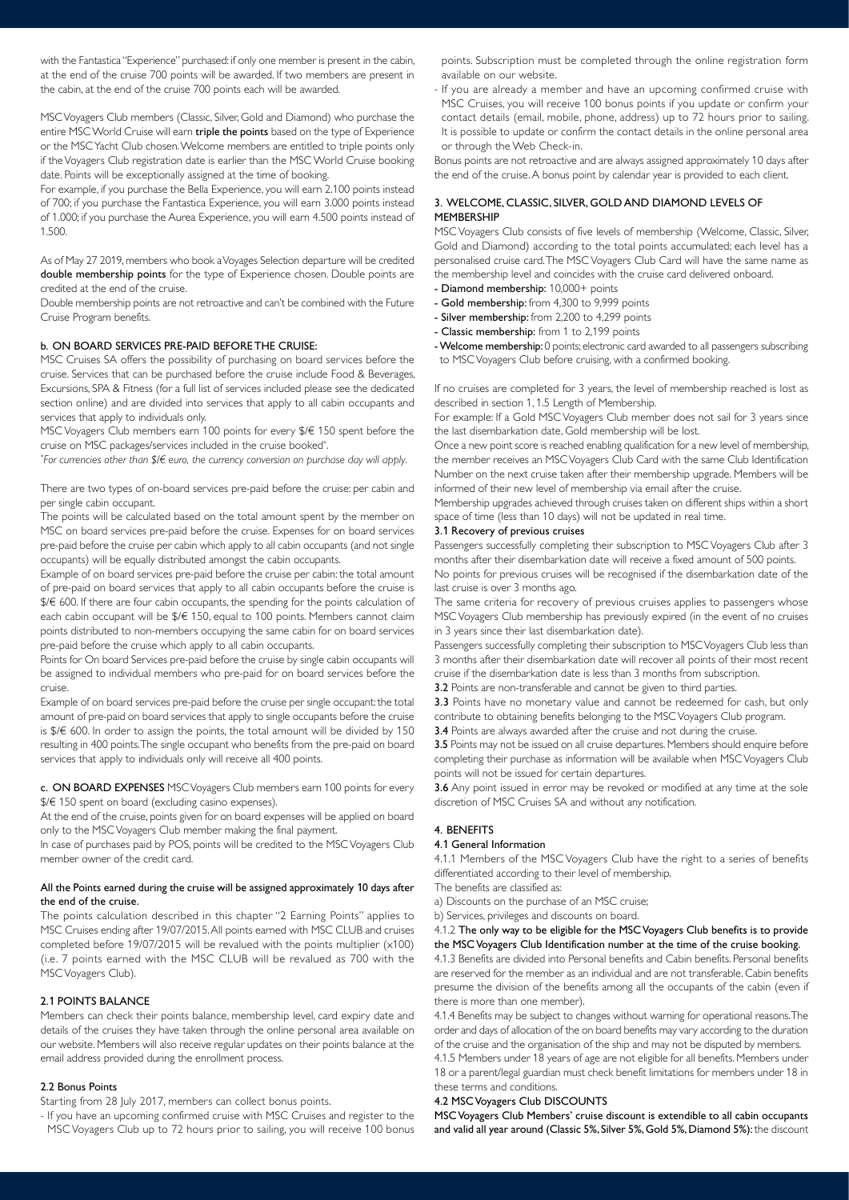with the Fantastica "Experience" purchased: if only one member is present in the cabin, at the end of the cruise 700 points will be awarded. If two members are present in the cabin, at the end of the cruise 700 points each will be awarded.

MSC Voyagers Club members (Classic, Silver, Gold and Diamond) who purchase the entire MSC World Cruise will earn **triple the points** based on the type of Experience or the MSC Yacht Club chosen. Welcome members are entitled to triple points only if the Voyagers Club registration date is earlier than the MSC World Cruise booking date. Points will be exceptionally assigned at the time of booking.

For example, if you purchase the Bella Experience, you will earn 2.100 points instead of 700; if you purchase the Fantastica Experience, you will earn 3.000 points instead of 1.000; if you purchase the Aurea Experience, you will earn 4.500 points instead of 1.500.

As of May 27 2019, members who book a Voyages Selection departure will be credited **double membership points** for the type of Experience chosen. Double points are credited at the end of the cruise.

Double membership points are not retroactive and can't be combined with the Future Cruise Program benefits.

#### b. ON BOARD SERVICES PRE-PAID BEFORE THE CRUISE:

MSC Cruises SA offers the possibility of purchasing on board services before the cruise. Services that can be purchased before the cruise include Food & Beverages, Excursions, SPA & Fitness (for a full list of services included please see the dedicated section online) and are divided into services that apply to all cabin occupants and services that apply to individuals only.

MSC Voyagers Club members earn 100 points for every $/€ 150 spent before the cruise on MSC packages/services included in the cruise booked*.

*\*For currencies other than $/€ euro, the currency conversion on purchase day will apply.*

There are two types of on-board services pre-paid before the cruise: per cabin and per single cabin occupant.

The points will be calculated based on the total amount spent by the member on MSC on board services pre-paid before the cruise. Expenses for on board services pre-paid before the cruise per cabin which apply to all cabin occupants (and not single occupants) will be equally distributed amongst the cabin occupants.

Example of on board services pre-paid before the cruise per cabin: the total amount of pre-paid on board services that apply to all cabin occupants before the cruise is $/€ 600. If there are four cabin occupants, the spending for the points calculation of each cabin occupant will be $/€ 150, equal to 100 points. Members cannot claim points distributed to non-members occupying the same cabin for on board services pre-paid before the cruise which apply to all cabin occupants.

Points for On board Services pre-paid before the cruise by single cabin occupants will be assigned to individual members who pre-paid for on board services before the cruise.

Example of on board services pre-paid before the cruise per single occupant: the total amount of pre-paid on board services that apply to single occupants before the cruise is $/€ 600. In order to assign the points, the total amount will be divided by 150 resulting in 400 points. The single occupant who benefits from the pre-paid on board services that apply to individuals only will receive all 400 points.

**c. ON BOARD EXPENSES** MSC Voyagers Club members earn 100 points for every $/€ 150 spent on board (excluding casino expenses).

At the end of the cruise, points given for on board expenses will be applied on board only to the MSC Voyagers Club member making the final payment.

In case of purchases paid by POS, points will be credited to the MSC Voyagers Club member owner of the credit card.

**All the Points earned during the cruise will be assigned approximately 10 days after the end of the cruise.**

The points calculation described in this chapter "2 Earning Points" applies to MSC Cruises ending after 19/07/2015. All points earned with MSC CLUB and cruises completed before 19/07/2015 will be revalued with the points multiplier (x100) (i.e. 7 points earned with the MSC CLUB will be revalued as 700 with the MSC Voyagers Club).

### 2.1 POINTS BALANCE

Members can check their points balance, membership level, card expiry date and details of the cruises they have taken through the online personal area available on our website. Members will also receive regular updates on their points balance at the email address provided during the enrollment process.

### 2.2 Bonus Points

Starting from 28 July 2017, members can collect bonus points.

- If you have an upcoming confirmed cruise with MSC Cruises and register to the MSC Voyagers Club up to 72 hours prior to sailing, you will receive 100 bonus points. Subscription must be completed through the online registration form available on our website.
- If you are already a member and have an upcoming confirmed cruise with MSC Cruises, you will receive 100 bonus points if you update or confirm your contact details (email, mobile, phone, address) up to 72 hours prior to sailing. It is possible to update or confirm the contact details in the online personal area or through the Web Check-in.

Bonus points are not retroactive and are always assigned approximately 10 days after the end of the cruise. A bonus point by calendar year is provided to each client.

## 3. WELCOME, CLASSIC, SILVER, GOLD AND DIAMOND LEVELS OF MEMBERSHIP

MSC Voyagers Club consists of five levels of membership (Welcome, Classic, Silver, Gold and Diamond) according to the total points accumulated; each level has a personalised cruise card. The MSC Voyagers Club Card will have the same name as the membership level and coincides with the cruise card delivered onboard.

- **Diamond membership:** 10,000+ points
- **Gold membership:** from 4,300 to 9,999 points
- **Silver membership:** from 2,200 to 4,299 points
- **Classic membership:** from 1 to 2,199 points
- **Welcome membership:** 0 points; electronic card awarded to all passengers subscribing to MSC Voyagers Club before cruising, with a confirmed booking.

If no cruises are completed for 3 years, the level of membership reached is lost as described in section 1, 1.5 Length of Membership.

For example: If a Gold MSC Voyagers Club member does not sail for 3 years since the last disembarkation date, Gold membership will be lost.

Once a new point score is reached enabling qualification for a new level of membership, the member receives an MSC Voyagers Club Card with the same Club Identification Number on the next cruise taken after their membership upgrade. Members will be informed of their new level of membership via email after the cruise.

Membership upgrades achieved through cruises taken on different ships within a short space of time (less than 10 days) will not be updated in real time.

### 3.1 Recovery of previous cruises

Passengers successfully completing their subscription to MSC Voyagers Club after 3 months after their disembarkation date will receive a fixed amount of 500 points.

No points for previous cruises will be recognised if the disembarkation date of the last cruise is over 3 months ago.

The same criteria for recovery of previous cruises applies to passengers whose MSC Voyagers Club membership has previously expired (in the event of no cruises in 3 years since their last disembarkation date).

Passengers successfully completing their subscription to MSC Voyagers Club less than 3 months after their disembarkation date will recover all points of their most recent cruise if the disembarkation date is less than 3 months from subscription.

**3.2** Points are non-transferable and cannot be given to third parties.

**3.3** Points have no monetary value and cannot be redeemed for cash, but only contribute to obtaining benefits belonging to the MSC Voyagers Club program.

**3.4** Points are always awarded after the cruise and not during the cruise.

**3.5** Points may not be issued on all cruise departures. Members should enquire before completing their purchase as information will be available when MSC Voyagers Club points will not be issued for certain departures.

**3.6** Any point issued in error may be revoked or modified at any time at the sole discretion of MSC Cruises SA and without any notification.

## 4. BENEFITS

### 4.1 General Information

4.1.1 Members of the MSC Voyagers Club have the right to a series of benefits differentiated according to their level of membership.

The benefits are classified as:

a) Discounts on the purchase of an MSC cruise;

b) Services, privileges and discounts on board.

4.1.2 **The only way to be eligible for the MSC Voyagers Club benefits is to provide the MSC Voyagers Club Identification number at the time of the cruise booking.**

4.1.3 Benefits are divided into Personal benefits and Cabin benefits. Personal benefits are reserved for the member as an individual and are not transferable. Cabin benefits presume the division of the benefits among all the occupants of the cabin (even if there is more than one member).

4.1.4 Benefits may be subject to changes without warning for operational reasons. The order and days of allocation of the on board benefits may vary according to the duration of the cruise and the organisation of the ship and may not be disputed by members.

4.1.5 Members under 18 years of age are not eligible for all benefits. Members under 18 or a parent/legal guardian must check benefit limitations for members under 18 in these terms and conditions.

### 4.2 MSC Voyagers Club DISCOUNTS

**MSC Voyagers Club Members' cruise discount is extendible to all cabin occupants and valid all year around (Classic 5%, Silver 5%, Gold 5%, Diamond 5%):** the discount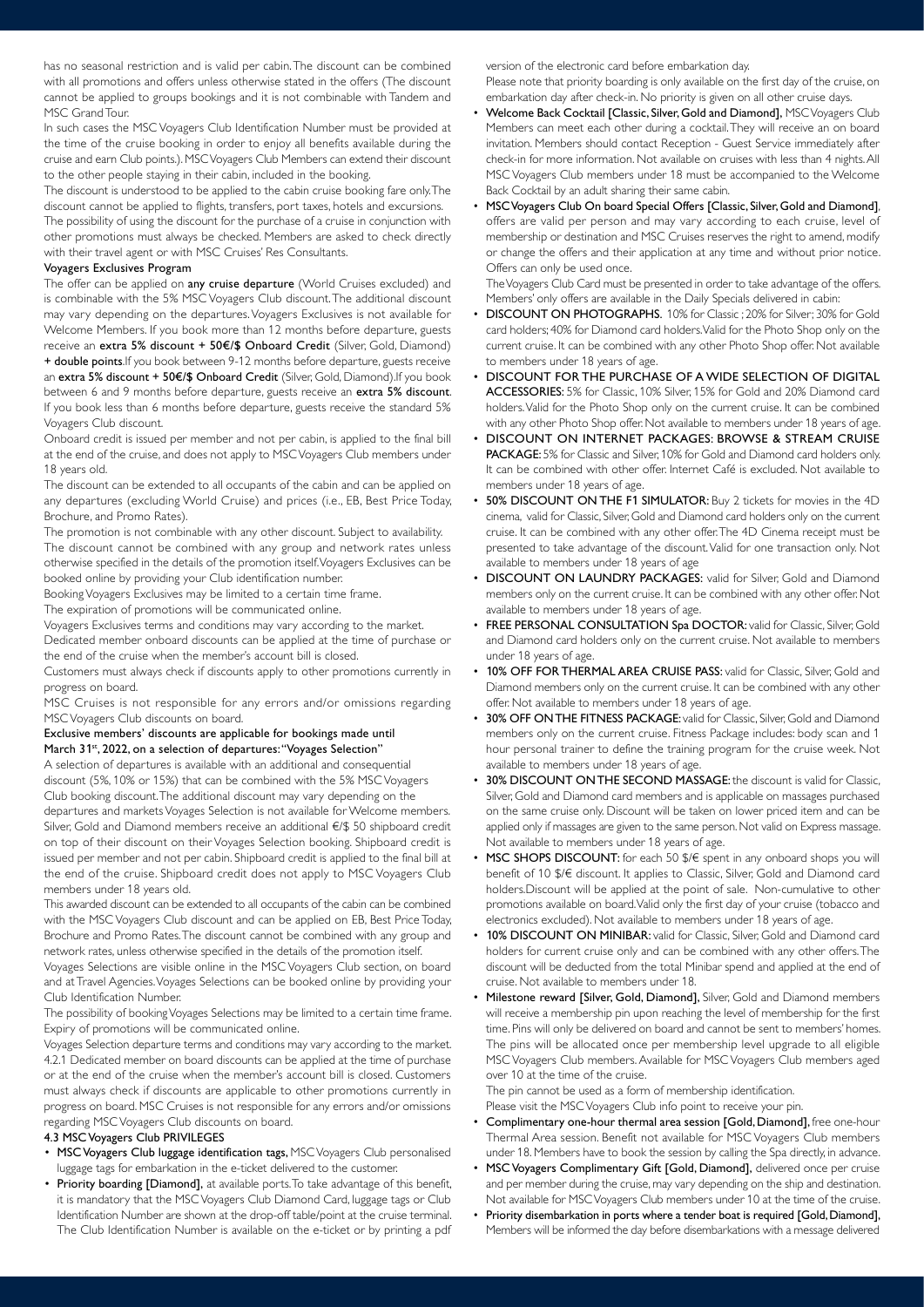has no seasonal restriction and is valid per cabin. The discount can be combined with all promotions and offers unless otherwise stated in the offers (The discount cannot be applied to groups bookings and it is not combinable with Tandem and MSC Grand Tour.

In such cases the MSC Voyagers Club Identification Number must be provided at the time of the cruise booking in order to enjoy all benefits available during the cruise and earn Club points.). MSC Voyagers Club Members can extend their discount to the other people staying in their cabin, included in the booking.

The discount is understood to be applied to the cabin cruise booking fare only. The discount cannot be applied to flights, transfers, port taxes, hotels and excursions.

The possibility of using the discount for the purchase of a cruise in conjunction with other promotions must always be checked. Members are asked to check directly with their travel agent or with MSC Cruises' Res Consultants.

**Voyagers Exclusives Program**

The offer can be applied on **any cruise departure** (World Cruises excluded) and is combinable with the 5% MSC Voyagers Club discount. The additional discount may vary depending on the departures. Voyagers Exclusives is not available for Welcome Members. If you book more than 12 months before departure, guests receive an **extra 5% discount + 50€/$ Onboard Credit** (Silver, Gold, Diamond) **+ double points**. If you book between 9-12 months before departure, guests receive an **extra 5% discount + 50€/$ Onboard Credit** (Silver, Gold, Diamond). If you book between 6 and 9 months before departure, guests receive an **extra 5% discount**. If you book less than 6 months before departure, guests receive the standard 5% Voyagers Club discount.

Onboard credit is issued per member and not per cabin, is applied to the final bill at the end of the cruise, and does not apply to MSC Voyagers Club members under 18 years old.

The discount can be extended to all occupants of the cabin and can be applied on any departures (excluding World Cruise) and prices (i.e., EB, Best Price Today, Brochure, and Promo Rates).

The promotion is not combinable with any other discount. Subject to availability.

The discount cannot be combined with any group and network rates unless otherwise specified in the details of the promotion itself. Voyagers Exclusives can be booked online by providing your Club identification number.

Booking Voyagers Exclusives may be limited to a certain time frame.

The expiration of promotions will be communicated online.

Voyagers Exclusives terms and conditions may vary according to the market.

Dedicated member onboard discounts can be applied at the time of purchase or the end of the cruise when the member's account bill is closed.

Customers must always check if discounts apply to other promotions currently in progress on board.

MSC Cruises is not responsible for any errors and/or omissions regarding MSC Voyagers Club discounts on board.

**Exclusive members' discounts are applicable for bookings made until March 31st, 2022, on a selection of departures: "Voyages Selection"**

A selection of departures is available with an additional and consequential discount (5%, 10% or 15%) that can be combined with the 5% MSC Voyagers Club booking discount. The additional discount may vary depending on the departures and markets Voyages Selection is not available for Welcome members. Silver, Gold and Diamond members receive an additional €/$ 50 shipboard credit on top of their discount on their Voyages Selection booking. Shipboard credit is issued per member and not per cabin. Shipboard credit is applied to the final bill at the end of the cruise. Shipboard credit does not apply to MSC Voyagers Club members under 18 years old.

This awarded discount can be extended to all occupants of the cabin can be combined with the MSC Voyagers Club discount and can be applied on EB, Best Price Today, Brochure and Promo Rates. The discount cannot be combined with any group and network rates, unless otherwise specified in the details of the promotion itself.

Voyages Selections are visible online in the MSC Voyagers Club section, on board and at Travel Agencies. Voyages Selections can be booked online by providing your Club Identification Number.

The possibility of booking Voyages Selections may be limited to a certain time frame. Expiry of promotions will be communicated online.

Voyages Selection departure terms and conditions may vary according to the market.

4.2.1 Dedicated member on board discounts can be applied at the time of purchase or at the end of the cruise when the member's account bill is closed. Customers must always check if discounts are applicable to other promotions currently in progress on board. MSC Cruises is not responsible for any errors and/or omissions regarding MSC Voyagers Club discounts on board.

**4.3 MSC Voyagers Club PRIVILEGES**

- **MSC Voyagers Club luggage identification tags,** MSC Voyagers Club personalised luggage tags for embarkation in the e-ticket delivered to the customer.
- **Priority boarding [Diamond],** at available ports. To take advantage of this benefit, it is mandatory that the MSC Voyagers Club Diamond Card, luggage tags or Club Identification Number are shown at the drop-off table/point at the cruise terminal. The Club Identification Number is available on the e-ticket or by printing a pdf version of the electronic card before embarkation day.
  Please note that priority boarding is only available on the first day of the cruise, on embarkation day after check-in. No priority is given on all other cruise days.
- **Welcome Back Cocktail [Classic, Silver, Gold and Diamond],** MSC Voyagers Club Members can meet each other during a cocktail. They will receive an on board invitation. Members should contact Reception - Guest Service immediately after check-in for more information. Not available on cruises with less than 4 nights. All MSC Voyagers Club members under 18 must be accompanied to the Welcome Back Cocktail by an adult sharing their same cabin.
- **MSC Voyagers Club On board Special Offers [Classic, Silver, Gold and Diamond]**, offers are valid per person and may vary according to each cruise, level of membership or destination and MSC Cruises reserves the right to amend, modify or change the offers and their application at any time and without prior notice. Offers can only be used once.
  The Voyagers Club Card must be presented in order to take advantage of the offers. Members' only offers are available in the Daily Specials delivered in cabin:
- **DISCOUNT ON PHOTOGRAPHS.** 10% for Classic ; 20% for Silver; 30% for Gold card holders; 40% for Diamond card holders. Valid for the Photo Shop only on the current cruise. It can be combined with any other Photo Shop offer. Not available to members under 18 years of age.
- **DISCOUNT FOR THE PURCHASE OF A WIDE SELECTION OF DIGITAL ACCESSORIES:** 5% for Classic, 10% Silver, 15% for Gold and 20% Diamond card holders. Valid for the Photo Shop only on the current cruise. It can be combined with any other Photo Shop offer. Not available to members under 18 years of age.
- **DISCOUNT ON INTERNET PACKAGES: BROWSE & STREAM CRUISE PACKAGE:** 5% for Classic and Silver, 10% for Gold and Diamond card holders only. It can be combined with other offer. Internet Café is excluded. Not available to members under 18 years of age.
- **50% DISCOUNT ON THE F1 SIMULATOR:** Buy 2 tickets for movies in the 4D cinema, valid for Classic, Silver, Gold and Diamond card holders only on the current cruise. It can be combined with any other offer. The 4D Cinema receipt must be presented to take advantage of the discount. Valid for one transaction only. Not available to members under 18 years of age
- **DISCOUNT ON LAUNDRY PACKAGES:** valid for Silver, Gold and Diamond members only on the current cruise. It can be combined with any other offer. Not available to members under 18 years of age.
- **FREE PERSONAL CONSULTATION Spa DOCTOR:** valid for Classic, Silver, Gold and Diamond card holders only on the current cruise. Not available to members under 18 years of age.
- **10% OFF FOR THERMAL AREA CRUISE PASS:** valid for Classic, Silver, Gold and Diamond members only on the current cruise. It can be combined with any other offer. Not available to members under 18 years of age.
- **30% OFF ON THE FITNESS PACKAGE:** valid for Classic, Silver, Gold and Diamond members only on the current cruise. Fitness Package includes: body scan and 1 hour personal trainer to define the training program for the cruise week. Not available to members under 18 years of age.
- **30% DISCOUNT ON THE SECOND MASSAGE:** the discount is valid for Classic, Silver, Gold and Diamond card members and is applicable on massages purchased on the same cruise only. Discount will be taken on lower priced item and can be applied only if massages are given to the same person. Not valid on Express massage. Not available to members under 18 years of age.
- **MSC SHOPS DISCOUNT:** for each 50 $/€ spent in any onboard shops you will benefit of 10 $/€ discount. It applies to Classic, Silver, Gold and Diamond card holders. Discount will be applied at the point of sale. Non-cumulative to other promotions available on board. Valid only the first day of your cruise (tobacco and electronics excluded). Not available to members under 18 years of age.
- **10% DISCOUNT ON MINIBAR:** valid for Classic, Silver, Gold and Diamond card holders for current cruise only and can be combined with any other offers. The discount will be deducted from the total Minibar spend and applied at the end of cruise. Not available to members under 18.
- **Milestone reward [Silver, Gold, Diamond],** Silver, Gold and Diamond members will receive a membership pin upon reaching the level of membership for the first time. Pins will only be delivered on board and cannot be sent to members' homes. The pins will be allocated once per membership level upgrade to all eligible MSC Voyagers Club members. Available for MSC Voyagers Club members aged over 10 at the time of the cruise.
  The pin cannot be used as a form of membership identification.
  Please visit the MSC Voyagers Club info point to receive your pin.
- **Complimentary one-hour thermal area session [Gold, Diamond],** free one-hour Thermal Area session. Benefit not available for MSC Voyagers Club members under 18. Members have to book the session by calling the Spa directly, in advance.
- **MSC Voyagers Complimentary Gift [Gold, Diamond],** delivered once per cruise and per member during the cruise, may vary depending on the ship and destination. Not available for MSC Voyagers Club members under 10 at the time of the cruise.
- **Priority disembarkation in ports where a tender boat is required [Gold, Diamond],** Members will be informed the day before disembarkations with a message delivered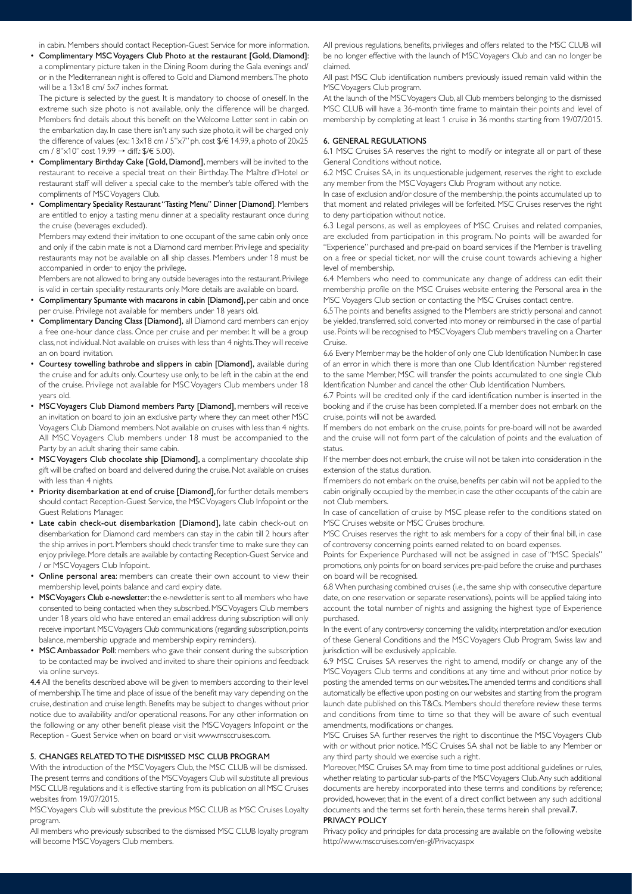in cabin. Members should contact Reception-Guest Service for more information.

- **Complimentary MSC Voyagers Club Photo at the restaurant [Gold, Diamond]:** a complimentary picture taken in the Dining Room during the Gala evenings and/ or in the Mediterranean night is offered to Gold and Diamond members. The photo will be a 13x18 cm/ 5x7 inches format.
  The picture is selected by the guest. It is mandatory to choose of oneself. In the extreme such size photo is not available, only the difference will be charged. Members find details about this benefit on the Welcome Letter sent in cabin on the embarkation day. In case there isn't any such size photo, it will be charged only the difference of values (ex.: 13x18 cm / 5"x7" ph. cost $/€ 14.99, a photo of 20x25 cm / 8"x10" cost 19.99 → diff.: $/€ 5.00).
- **Complimentary Birthday Cake [Gold, Diamond],** members will be invited to the restaurant to receive a special treat on their Birthday. The Maître d'Hotel or restaurant staff will deliver a special cake to the member's table offered with the compliments of MSC Voyagers Club.
- **Complimentary Speciality Restaurant "Tasting Menu" Dinner [Diamond].** Members are entitled to enjoy a tasting menu dinner at a speciality restaurant once during the cruise (beverages excluded).
  Members may extend their invitation to one occupant of the same cabin only once and only if the cabin mate is not a Diamond card member. Privilege and speciality restaurants may not be available on all ship classes. Members under 18 must be accompanied in order to enjoy the privilege.
  Members are not allowed to bring any outside beverages into the restaurant. Privilege is valid in certain speciality restaurants only. More details are available on board.
- **Complimentary Spumante with macarons in cabin [Diamond],** per cabin and once per cruise. Privilege not available for members under 18 years old.
- **Complimentary Dancing Class [Diamond],** all Diamond card members can enjoy a free one-hour dance class. Once per cruise and per member. It will be a group class, not individual. Not available on cruises with less than 4 nights. They will receive an on board invitation.
- **Courtesy towelling bathrobe and slippers in cabin [Diamond],** available during the cruise and for adults only. Courtesy use only, to be left in the cabin at the end of the cruise. Privilege not available for MSC Voyagers Club members under 18 years old.
- **MSC Voyagers Club Diamond members Party [Diamond],** members will receive an invitation on board to join an exclusive party where they can meet other MSC Voyagers Club Diamond members. Not available on cruises with less than 4 nights. All MSC Voyagers Club members under 18 must be accompanied to the Party by an adult sharing their same cabin.
- **MSC Voyagers Club chocolate ship [Diamond],** a complimentary chocolate ship gift will be crafted on board and delivered during the cruise. Not available on cruises with less than 4 nights.
- **Priority disembarkation at end of cruise [Diamond],** for further details members should contact Reception-Guest Service, the MSC Voyagers Club Infopoint or the Guest Relations Manager.
- **Late cabin check-out disembarkation [Diamond],** late cabin check-out on disembarkation for Diamond card members can stay in the cabin till 2 hours after the ship arrives in port. Members should check transfer time to make sure they can enjoy privilege. More details are available by contacting Reception-Guest Service and / or MSC Voyagers Club Infopoint.
- **Online personal area**: members can create their own account to view their membership level, points balance and card expiry date.
- **MSC Voyagers Club e-newsletter:** the e-newsletter is sent to all members who have consented to being contacted when they subscribed. MSC Voyagers Club members under 18 years old who have entered an email address during subscription will only receive important MSC Voyagers Club communications (regarding subscription, points balance, membership upgrade and membership expiry reminders).
- **MSC Ambassador Poll:** members who gave their consent during the subscription to be contacted may be involved and invited to share their opinions and feedback via online surveys.

**4.4** All the benefits described above will be given to members according to their level of membership. The time and place of issue of the benefit may vary depending on the cruise, destination and cruise length. Benefits may be subject to changes without prior notice due to availability and/or operational reasons. For any other information on the following or any other benefit please visit the MSC Voyagers Infopoint or the Reception - Guest Service when on board or visit www.msccruises.com.

## 5. CHANGES RELATED TO THE DISMISSED MSC CLUB PROGRAM

With the introduction of the MSC Voyagers Club, the MSC CLUB will be dismissed. The present terms and conditions of the MSC Voyagers Club will substitute all previous MSC CLUB regulations and it is effective starting from its publication on all MSC Cruises websites from 19/07/2015.

MSC Voyagers Club will substitute the previous MSC CLUB as MSC Cruises Loyalty program.

All members who previously subscribed to the dismissed MSC CLUB loyalty program will become MSC Voyagers Club members.

All previous regulations, benefits, privileges and offers related to the MSC CLUB will be no longer effective with the launch of MSC Voyagers Club and can no longer be claimed.

All past MSC Club identification numbers previously issued remain valid within the MSC Voyagers Club program.

At the launch of the MSC Voyagers Club, all Club members belonging to the dismissed MSC CLUB will have a 36-month time frame to maintain their points and level of membership by completing at least 1 cruise in 36 months starting from 19/07/2015.

## 6. GENERAL REGULATIONS

6.1 MSC Cruises SA reserves the right to modify or integrate all or part of these General Conditions without notice.

6.2 MSC Cruises SA, in its unquestionable judgement, reserves the right to exclude any member from the MSC Voyagers Club Program without any notice.

In case of exclusion and/or closure of the membership, the points accumulated up to that moment and related privileges will be forfeited. MSC Cruises reserves the right to deny participation without notice.

6.3 Legal persons, as well as employees of MSC Cruises and related companies, are excluded from participation in this program. No points will be awarded for "Experience" purchased and pre-paid on board services if the Member is travelling on a free or special ticket, nor will the cruise count towards achieving a higher level of membership.

6.4 Members who need to communicate any change of address can edit their membership profile on the MSC Cruises website entering the Personal area in the MSC Voyagers Club section or contacting the MSC Cruises contact centre.

6.5 The points and benefits assigned to the Members are strictly personal and cannot be yielded, transferred, sold, converted into money or reimbursed in the case of partial use. Points will be recognised to MSC Voyagers Club members travelling on a Charter Cruise.

6.6 Every Member may be the holder of only one Club Identification Number. In case of an error in which there is more than one Club Identification Number registered to the same Member, MSC will transfer the points accumulated to one single Club Identification Number and cancel the other Club Identification Numbers.

6.7 Points will be credited only if the card identification number is inserted in the booking and if the cruise has been completed. If a member does not embark on the cruise, points will not be awarded.

If members do not embark on the cruise, points for pre-board will not be awarded and the cruise will not form part of the calculation of points and the evaluation of status.

If the member does not embark, the cruise will not be taken into consideration in the extension of the status duration.

If members do not embark on the cruise, benefits per cabin will not be applied to the cabin originally occupied by the member, in case the other occupants of the cabin are not Club members.

In case of cancellation of cruise by MSC please refer to the conditions stated on MSC Cruises website or MSC Cruises brochure.

MSC Cruises reserves the right to ask members for a copy of their final bill, in case of controversy concerning points earned related to on board expenses.

Points for Experience Purchased will not be assigned in case of "MSC Specials" promotions, only points for on board services pre-paid before the cruise and purchases on board will be recognised.

6.8 When purchasing combined cruises (i.e., the same ship with consecutive departure date, on one reservation or separate reservations), points will be applied taking into account the total number of nights and assigning the highest type of Experience purchased.

In the event of any controversy concerning the validity, interpretation and/or execution of these General Conditions and the MSC Voyagers Club Program, Swiss law and jurisdiction will be exclusively applicable.

6.9 MSC Cruises SA reserves the right to amend, modify or change any of the MSC Voyagers Club terms and conditions at any time and without prior notice by posting the amended terms on our websites. The amended terms and conditions shall automatically be effective upon posting on our websites and starting from the program launch date published on this T&Cs. Members should therefore review these terms and conditions from time to time so that they will be aware of such eventual amendments, modifications or changes.

MSC Cruises SA further reserves the right to discontinue the MSC Voyagers Club with or without prior notice. MSC Cruises SA shall not be liable to any Member or any third party should we exercise such a right.

Moreover, MSC Cruises SA may from time to time post additional guidelines or rules, whether relating to particular sub-parts of the MSC Voyagers Club. Any such additional documents are hereby incorporated into these terms and conditions by reference; provided, however, that in the event of a direct conflict between any such additional documents and the terms set forth herein, these terms herein shall prevail.

## 7. PRIVACY POLICY

Privacy policy and principles for data processing are available on the following website http://www.msccruises.com/en-gl/Privacy.aspx